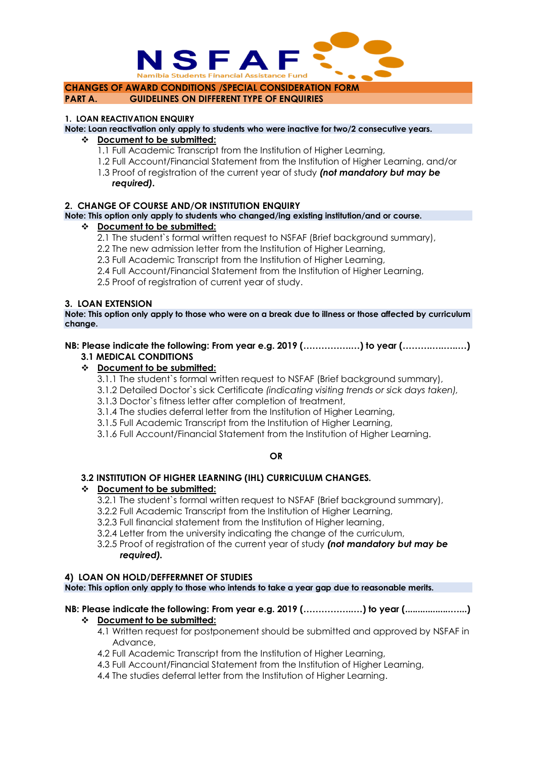NSFAF

Namibia Students Financial Assistance Fund

## CHANGES OF AWARD CONDITIONS /SPECIAL CONSIDERATION FORM

## PART A. GUIDELINES ON DIFFERENT TYPE OF ENQUIRIES

### 1. LOAN REACTIVATION ENQUIRY

**Note: Loan reactivation only apply to students who were inactive for two/2 consecutive years.**

- **Document to be submitted:**
  - 1.1 Full Academic Transcript from the Institution of Higher Learning,
  - 1.2 Full Account/Financial Statement from the Institution of Higher Learning, and/or
  - 1.3 Proof of registration of the current year of study ***(not mandatory but may be required).***

### 2. CHANGE OF COURSE AND/OR INSTITUTION ENQUIRY

**Note: This option only apply to students who changed/ing existing institution/and or course.**

- **Document to be submitted:**
  - 2.1 The student`s formal written request to NSFAF (Brief background summary),
  - 2.2 The new admission letter from the Institution of Higher Learning,
  - 2.3 Full Academic Transcript from the Institution of Higher Learning,
  - 2.4 Full Account/Financial Statement from the Institution of Higher Learning,
  - 2.5 Proof of registration of current year of study.

### 3. LOAN EXTENSION

**Note: This option only apply to those who were on a break due to illness or those affected by curriculum change.**

**NB: Please indicate the following: From year e.g. 2019 (………………) to year (…………………)**

#### 3.1 MEDICAL CONDITIONS

- **Document to be submitted:**
  - 3.1.1 The student`s formal written request to NSFAF (Brief background summary),
  - 3.1.2 Detailed Doctor`s sick Certificate *(indicating visiting trends or sick days taken),*
  - 3.1.3 Doctor`s fitness letter after completion of treatment,
  - 3.1.4 The studies deferral letter from the Institution of Higher Learning,
  - 3.1.5 Full Academic Transcript from the Institution of Higher Learning,
  - 3.1.6 Full Account/Financial Statement from the Institution of Higher Learning.

**OR**

#### 3.2 INSTITUTION OF HIGHER LEARNING (IHL) CURRICULUM CHANGES.

- **Document to be submitted:**
  - 3.2.1 The student`s formal written request to NSFAF (Brief background summary),
  - 3.2.2 Full Academic Transcript from the Institution of Higher Learning,
  - 3.2.3 Full financial statement from the Institution of Higher learning,
  - 3.2.4 Letter from the university indicating the change of the curriculum,
  - 3.2.5 Proof of registration of the current year of study ***(not mandatory but may be required).***

### 4) LOAN ON HOLD/DEFFERMNET OF STUDIES

**Note: This option only apply to those who intends to take a year gap due to reasonable merits.**

**NB: Please indicate the following: From year e.g. 2019 (………………) to year (.......................)**

- **Document to be submitted:**
  - 4.1 Written request for postponement should be submitted and approved by NSFAF in Advance,
  - 4.2 Full Academic Transcript from the Institution of Higher Learning,
  - 4.3 Full Account/Financial Statement from the Institution of Higher Learning,
  - 4.4 The studies deferral letter from the Institution of Higher Learning.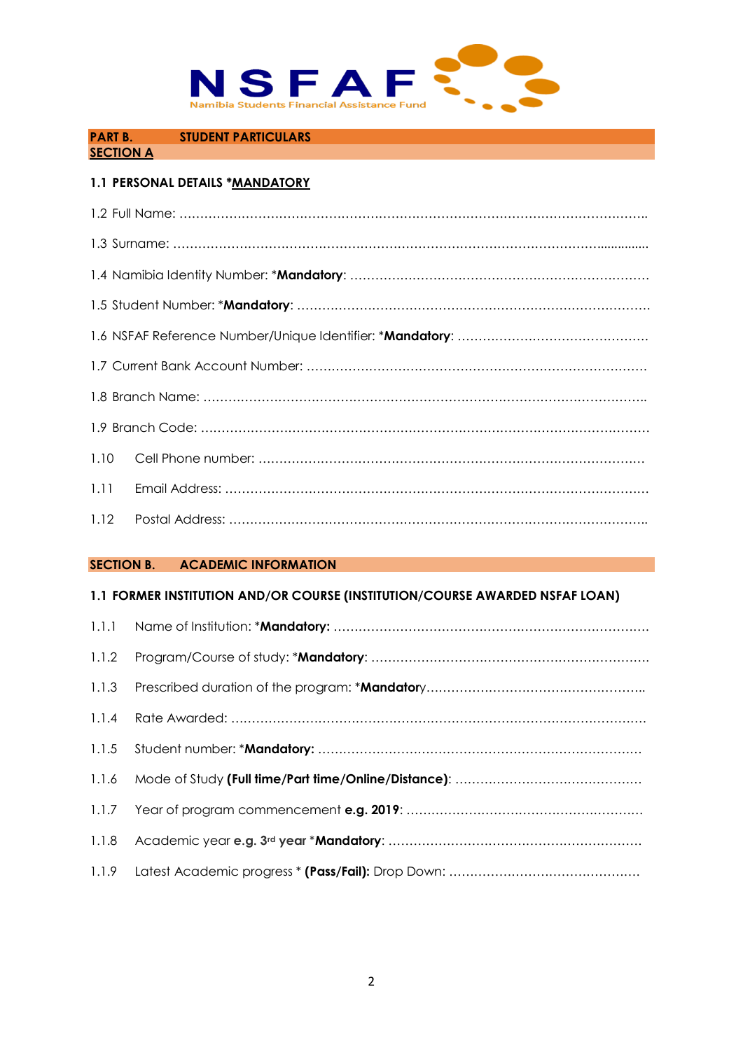NSFAF

Namibia Students Financial Assistance Fund

## PART B. STUDENT PARTICULARS

### SECTION A

**1.1 PERSONAL DETAILS *MANDATORY**

1.2 Full Name: ……………………………………………………………………………………………………..

1.3 Surname: …………………………………………………………………………………………..............

1.4 Namibia Identity Number: ***Mandatory**: ………………………………………………………………

1.5 Student Number: ***Mandatory**: ……………………………………………………………………….

1.6 NSFAF Reference Number/Unique Identifier: ***Mandatory**: ……………………………………….

1.7 Current Bank Account Number: ……………………………………………………………………….

1.8 Branch Name: ………………………………………………………………………………………………..

1.9 Branch Code: …………………………………………………………………………………………………

1.10 Cell Phone number: ……………………………………………………………………………….

1.11 Email Address: ……………………………………………………………………………………….

1.12 Postal Address: ………………………………………………………………………………………..

### SECTION B. ACADEMIC INFORMATION

**1.1 FORMER INSTITUTION AND/OR COURSE (INSTITUTION/COURSE AWARDED NSFAF LOAN)**

1.1.1 Name of Institution: ***Mandatory:** …………………………………………………………………

1.1.2 Program/Course of study: ***Mandatory**: …………………………………………………………

1.1.3 Prescribed duration of the program: ***Mandatory**……………………………………………..

1.1.4 Rate Awarded: ……………………………………………………………………………………….

1.1.5 Student number: ***Mandatory:** ……………………………………………………………………

1.1.6 Mode of Study **(Full time/Part time/Online/Distance)**: ………………………………………

1.1.7 Year of program commencement **e.g. 2019**: …………………………………………………

1.1.8 Academic year **e.g. 3rd year** ***Mandatory**: ……………………………………………………

1.1.9 Latest Academic progress * **(Pass/Fail):** Drop Down: ………………………………………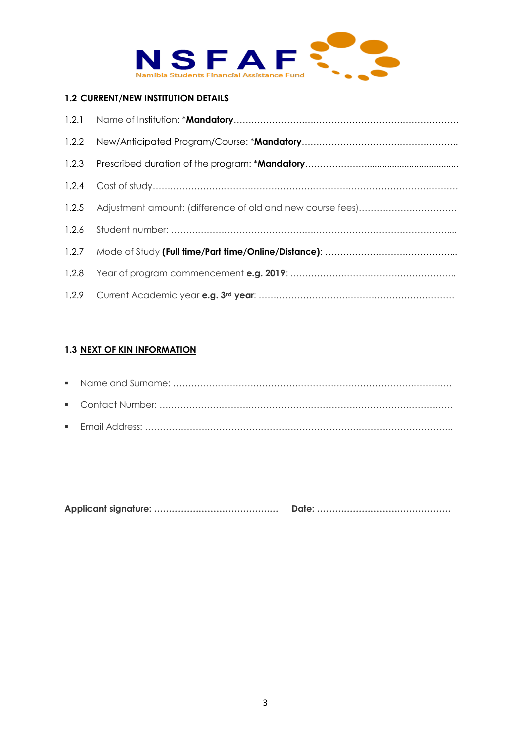NSFAF
Namibia Students Financial Assistance Fund

**1.2 CURRENT/NEW INSTITUTION DETAILS**

1.2.1 Name of Institution: ***Mandatory**…………………………………………………………………

1.2.2 New/Anticipated Program/Course: ***Mandatory**……………………………………………..

1.2.3 Prescribed duration of the program: ***Mandatory**…………………...................................

1.2.4 Cost of study………………………………………………………………………………………

1.2.5 Adjustment amount: (difference of old and new course fees)……………………………

1.2.6 Student number: ………………………………………………………………………………....

1.2.7 Mode of Study **(Full time/Part time/Online/Distance)**: ……………………………………...

1.2.8 Year of program commencement **e.g. 2019**: ……………………………………………….

1.2.9 Current Academic year **e.g. 3rd year**: ………………………………………………………

**1.3 NEXT OF KIN INFORMATION**

- Name and Surname: ……………………………………………………………………………
- Contact Number: ………………………………………………………………………………
- Email Address: ………………………………………………………………………………..

**Applicant signature: ……………………………………  Date: ………………………………………**